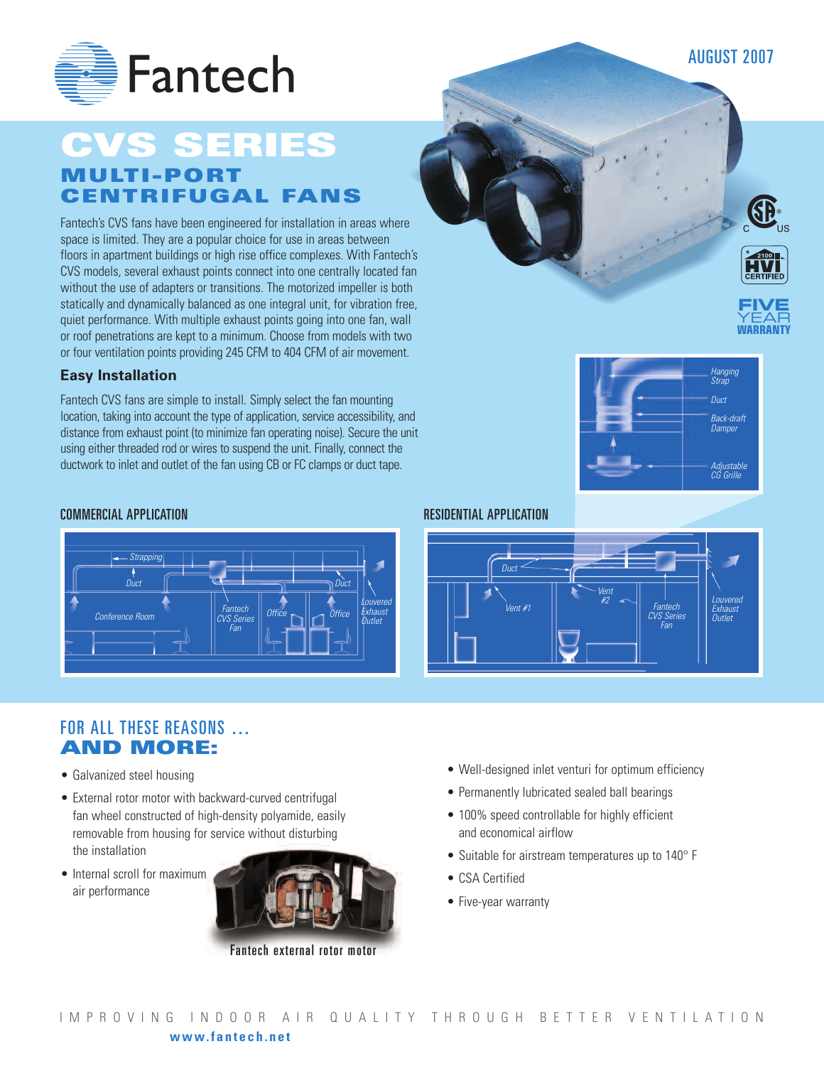AUGUST 2007

# CVS SERIES

## MULTI-PORT CENTRIFUGAL FANS

Fantech's CVS fans have been engineered for installation in areas where space is limited. They are a popular choice for use in areas between floors in apartment buildings or high rise office complexes. With Fantech's CVS models, several exhaust points connect into one centrally located fan without the use of adapters or transitions. The motorized impeller is both statically and dynamically balanced as one integral unit, for vibration free, quiet performance. With multiple exhaust points going into one fan, wall or roof penetrations are kept to a minimum. Choose from models with two or four ventilation points providing 245 CFM to 404 CFM of air movement.

### Easy Installation

Fantech CVS fans are simple to install. Simply select the fan mounting location, taking into account the type of application, service accessibility, and distance from exhaust point (to minimize fan operating noise). Secure the unit using either threaded rod or wires to suspend the unit. Finally, connect the ductwork to inlet and outlet of the fan using CB or FC clamps or duct tape.

FIVE YEAR WARRANTY

Hanging Strap
Duct
Back-draft Damper
Adjustable CG Grille

### COMMERCIAL APPLICATION

Strapping
Duct
Duct
Conference Room
Fantech CVS Series Fan
Office
Office
Louvered Exhaust Outlet

### RESIDENTIAL APPLICATION

Duct
Vent #1
Vent #2
Fantech CVS Series Fan
Louvered Exhaust Outlet

## FOR ALL THESE REASONS … AND MORE:

- Galvanized steel housing
- External rotor motor with backward-curved centrifugal fan wheel constructed of high-density polyamide, easily removable from housing for service without disturbing the installation
- Internal scroll for maximum air performance
- Well-designed inlet venturi for optimum efficiency
- Permanently lubricated sealed ball bearings
- 100% speed controllable for highly efficient and economical airflow
- Suitable for airstream temperatures up to 140° F
- CSA Certified
- Five-year warranty

Fantech external rotor motor

IMPROVING INDOOR AIR QUALITY THROUGH BETTER VENTILATION

www.fantech.net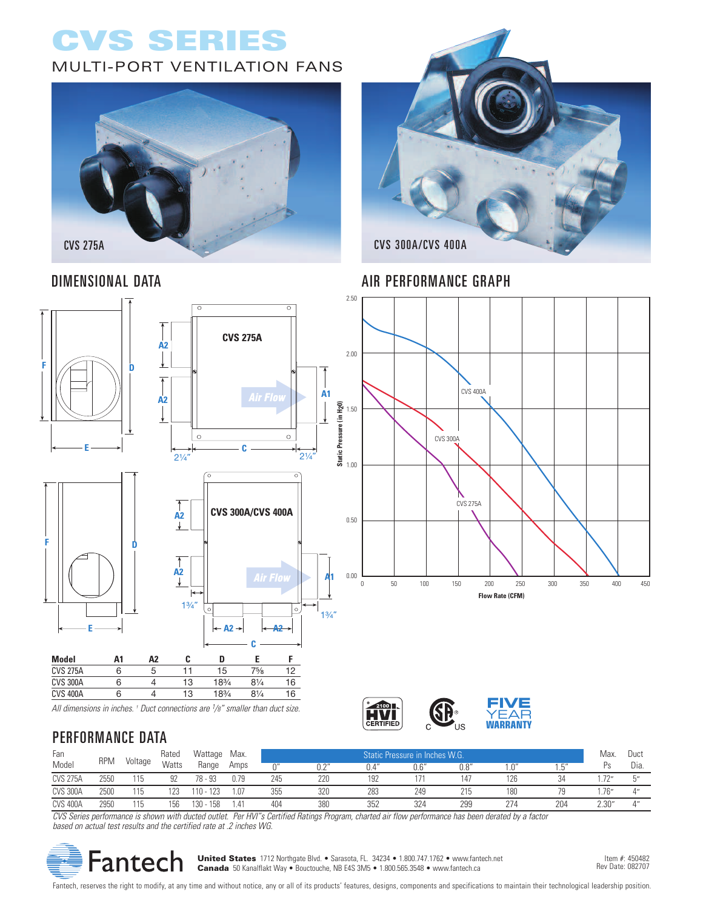# CVS SERIES

MULTI-PORT VENTILATION FANS

CVS 275A

CVS 300A/CVS 400A

## DIMENSIONAL DATA

CVS 275A

A2
A2
A1
F
D
E
C
Air Flow
2¼"
2¼"

CVS 300A/CVS 400A

A2
A2
A1
F
D
E
C
Air Flow
1¾"
1¾"

| Model | A1 | A2 | C | D | E | F |
|---|---|---|---|---|---|---|
| CVS 275A | 6 | 5 | 11 | 15 | 7⅝ | 12 |
| CVS 300A | 6 | 4 | 13 | 18¾ | 8¼ | 16 |
| CVS 400A | 6 | 4 | 13 | 18¾ | 8¼ | 16 |

*All dimensions in inches. [1] Duct connections are 1/8" smaller than duct size.*

## AIR PERFORMANCE GRAPH

Static Pressure (in H20)

2.50
2.00
1.50
1.00
0.50
0.00

0 50 100 150 200 250 300 350 400 450

Flow Rate (CFM)

CVS 400A
CVS 300A
CVS 275A

HVI 2100 CERTIFIED

FIVE YEAR WARRANTY

## PERFORMANCE DATA

| Fan Model | RPM | Voltage | Rated Watts | Wattage Range | Max. Amps | Static Pressure in Inches W.G. | | | | | | | Max. Ps | Duct Dia. |
|---|---|---|---|---|---|---|---|---|---|---|---|---|---|---|
| | | | | | | 0" | 0.2" | 0.4" | 0.6" | 0.8" | 1.0" | 1.5" | | |
| CVS 275A | 2550 | 115 | 92 | 78 - 93 | 0.79 | 245 | 220 | 192 | 171 | 147 | 126 | 34 | 1.72" | 5" |
| CVS 300A | 2500 | 115 | 123 | 110 - 123 | 1.07 | 355 | 320 | 283 | 249 | 215 | 180 | 79 | 1.76" | 4" |
| CVS 400A | 2950 | 115 | 156 | 130 - 158 | 1.41 | 404 | 380 | 352 | 324 | 299 | 274 | 204 | 2.30" | 4" |

*CVS Series performance is shown with ducted outlet. Per HVI"s Certified Ratings Program, charted air flow performance has been derated by a factor based on actual test results and the certified rate at .2 inches WG.*

Fantech

**United States** 1712 Northgate Blvd. • Sarasota, FL. 34234 • 1.800.747.1762 • www.fantech.net
**Canada** 50 Kanalflakt Way • Bouctouche, NB E4S 3M5 • 1.800.565.3548 • www.fantech.ca

Item #: 450482
Rev Date: 082707

Fantech, reserves the right to modify, at any time and without notice, any or all of its products' features, designs, components and specifications to maintain their technological leadership position.